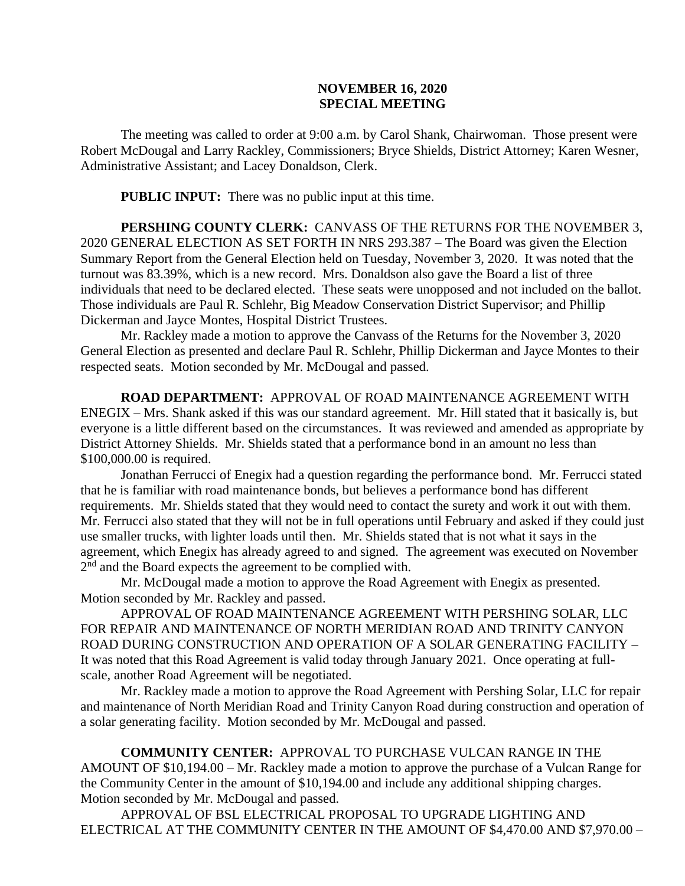**NOVEMBER 16, 2020**
**SPECIAL MEETING**

The meeting was called to order at 9:00 a.m. by Carol Shank, Chairwoman. Those present were Robert McDougal and Larry Rackley, Commissioners; Bryce Shields, District Attorney; Karen Wesner, Administrative Assistant; and Lacey Donaldson, Clerk.

**PUBLIC INPUT:** There was no public input at this time.

**PERSHING COUNTY CLERK:** CANVASS OF THE RETURNS FOR THE NOVEMBER 3, 2020 GENERAL ELECTION AS SET FORTH IN NRS 293.387 – The Board was given the Election Summary Report from the General Election held on Tuesday, November 3, 2020. It was noted that the turnout was 83.39%, which is a new record. Mrs. Donaldson also gave the Board a list of three individuals that need to be declared elected. These seats were unopposed and not included on the ballot. Those individuals are Paul R. Schlehr, Big Meadow Conservation District Supervisor; and Phillip Dickerman and Jayce Montes, Hospital District Trustees.

Mr. Rackley made a motion to approve the Canvass of the Returns for the November 3, 2020 General Election as presented and declare Paul R. Schlehr, Phillip Dickerman and Jayce Montes to their respected seats. Motion seconded by Mr. McDougal and passed.

**ROAD DEPARTMENT:** APPROVAL OF ROAD MAINTENANCE AGREEMENT WITH ENEGIX – Mrs. Shank asked if this was our standard agreement. Mr. Hill stated that it basically is, but everyone is a little different based on the circumstances. It was reviewed and amended as appropriate by District Attorney Shields. Mr. Shields stated that a performance bond in an amount no less than $100,000.00 is required.

Jonathan Ferrucci of Enegix had a question regarding the performance bond. Mr. Ferrucci stated that he is familiar with road maintenance bonds, but believes a performance bond has different requirements. Mr. Shields stated that they would need to contact the surety and work it out with them. Mr. Ferrucci also stated that they will not be in full operations until February and asked if they could just use smaller trucks, with lighter loads until then. Mr. Shields stated that is not what it says in the agreement, which Enegix has already agreed to and signed. The agreement was executed on November 2nd and the Board expects the agreement to be complied with.

Mr. McDougal made a motion to approve the Road Agreement with Enegix as presented. Motion seconded by Mr. Rackley and passed.

APPROVAL OF ROAD MAINTENANCE AGREEMENT WITH PERSHING SOLAR, LLC FOR REPAIR AND MAINTENANCE OF NORTH MERIDIAN ROAD AND TRINITY CANYON ROAD DURING CONSTRUCTION AND OPERATION OF A SOLAR GENERATING FACILITY – It was noted that this Road Agreement is valid today through January 2021. Once operating at full-scale, another Road Agreement will be negotiated.

Mr. Rackley made a motion to approve the Road Agreement with Pershing Solar, LLC for repair and maintenance of North Meridian Road and Trinity Canyon Road during construction and operation of a solar generating facility. Motion seconded by Mr. McDougal and passed.

**COMMUNITY CENTER:** APPROVAL TO PURCHASE VULCAN RANGE IN THE AMOUNT OF $10,194.00 – Mr. Rackley made a motion to approve the purchase of a Vulcan Range for the Community Center in the amount of $10,194.00 and include any additional shipping charges. Motion seconded by Mr. McDougal and passed.

APPROVAL OF BSL ELECTRICAL PROPOSAL TO UPGRADE LIGHTING AND ELECTRICAL AT THE COMMUNITY CENTER IN THE AMOUNT OF $4,470.00 AND $7,970.00 –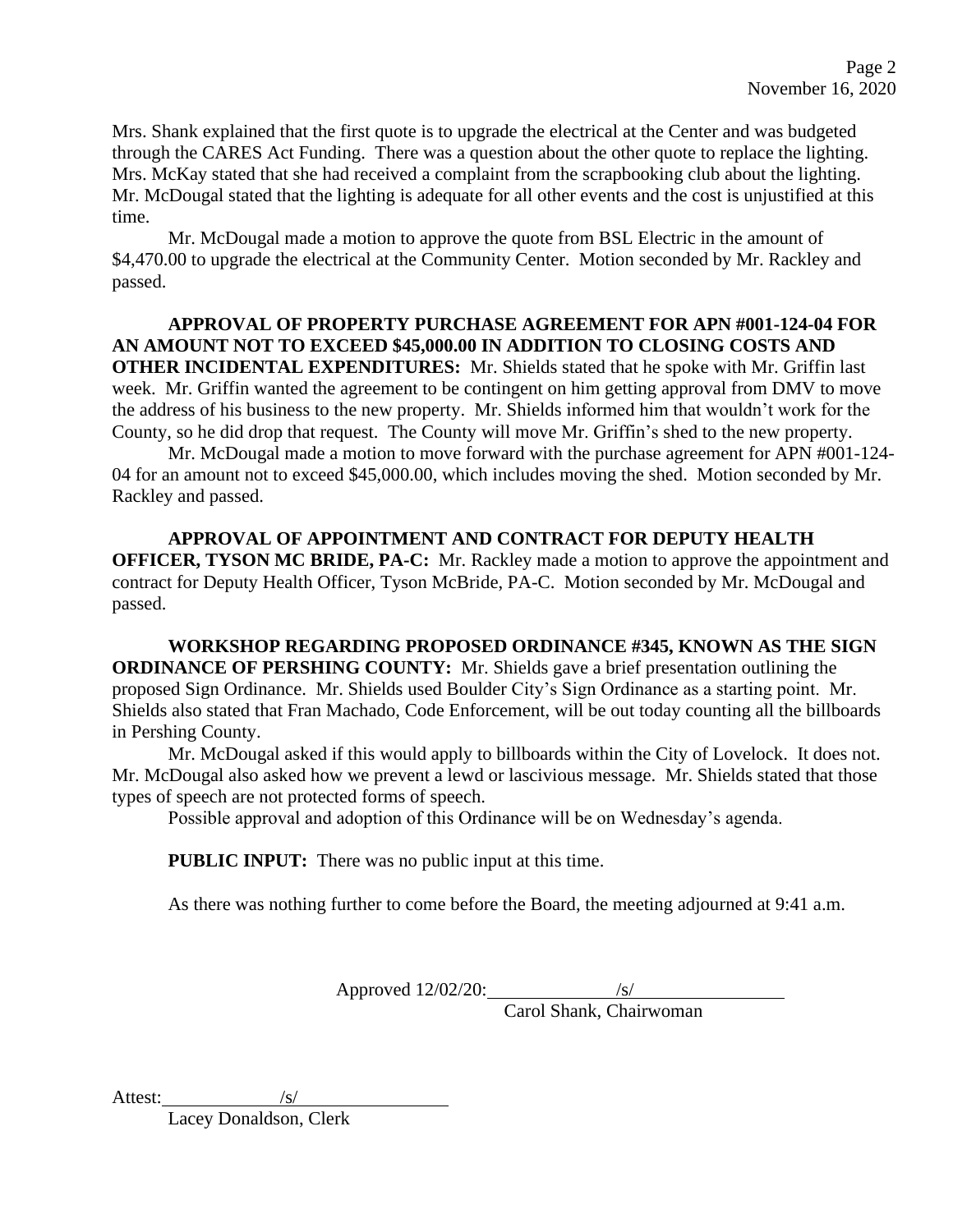Mrs. Shank explained that the first quote is to upgrade the electrical at the Center and was budgeted through the CARES Act Funding. There was a question about the other quote to replace the lighting. Mrs. McKay stated that she had received a complaint from the scrapbooking club about the lighting. Mr. McDougal stated that the lighting is adequate for all other events and the cost is unjustified at this time.

Mr. McDougal made a motion to approve the quote from BSL Electric in the amount of $4,470.00 to upgrade the electrical at the Community Center. Motion seconded by Mr. Rackley and passed.

**APPROVAL OF PROPERTY PURCHASE AGREEMENT FOR APN #001-124-04 FOR AN AMOUNT NOT TO EXCEED $45,000.00 IN ADDITION TO CLOSING COSTS AND OTHER INCIDENTAL EXPENDITURES:** Mr. Shields stated that he spoke with Mr. Griffin last week. Mr. Griffin wanted the agreement to be contingent on him getting approval from DMV to move the address of his business to the new property. Mr. Shields informed him that wouldn't work for the County, so he did drop that request. The County will move Mr. Griffin's shed to the new property.

Mr. McDougal made a motion to move forward with the purchase agreement for APN #001-124-04 for an amount not to exceed $45,000.00, which includes moving the shed. Motion seconded by Mr. Rackley and passed.

**APPROVAL OF APPOINTMENT AND CONTRACT FOR DEPUTY HEALTH OFFICER, TYSON MC BRIDE, PA-C:** Mr. Rackley made a motion to approve the appointment and contract for Deputy Health Officer, Tyson McBride, PA-C. Motion seconded by Mr. McDougal and passed.

**WORKSHOP REGARDING PROPOSED ORDINANCE #345, KNOWN AS THE SIGN ORDINANCE OF PERSHING COUNTY:** Mr. Shields gave a brief presentation outlining the proposed Sign Ordinance. Mr. Shields used Boulder City's Sign Ordinance as a starting point. Mr. Shields also stated that Fran Machado, Code Enforcement, will be out today counting all the billboards in Pershing County.

Mr. McDougal asked if this would apply to billboards within the City of Lovelock. It does not. Mr. McDougal also asked how we prevent a lewd or lascivious message. Mr. Shields stated that those types of speech are not protected forms of speech.

Possible approval and adoption of this Ordinance will be on Wednesday's agenda.

**PUBLIC INPUT:** There was no public input at this time.

As there was nothing further to come before the Board, the meeting adjourned at 9:41 a.m.

Approved 12/02/20: /s/

Carol Shank, Chairwoman

Attest: /s/

Lacey Donaldson, Clerk